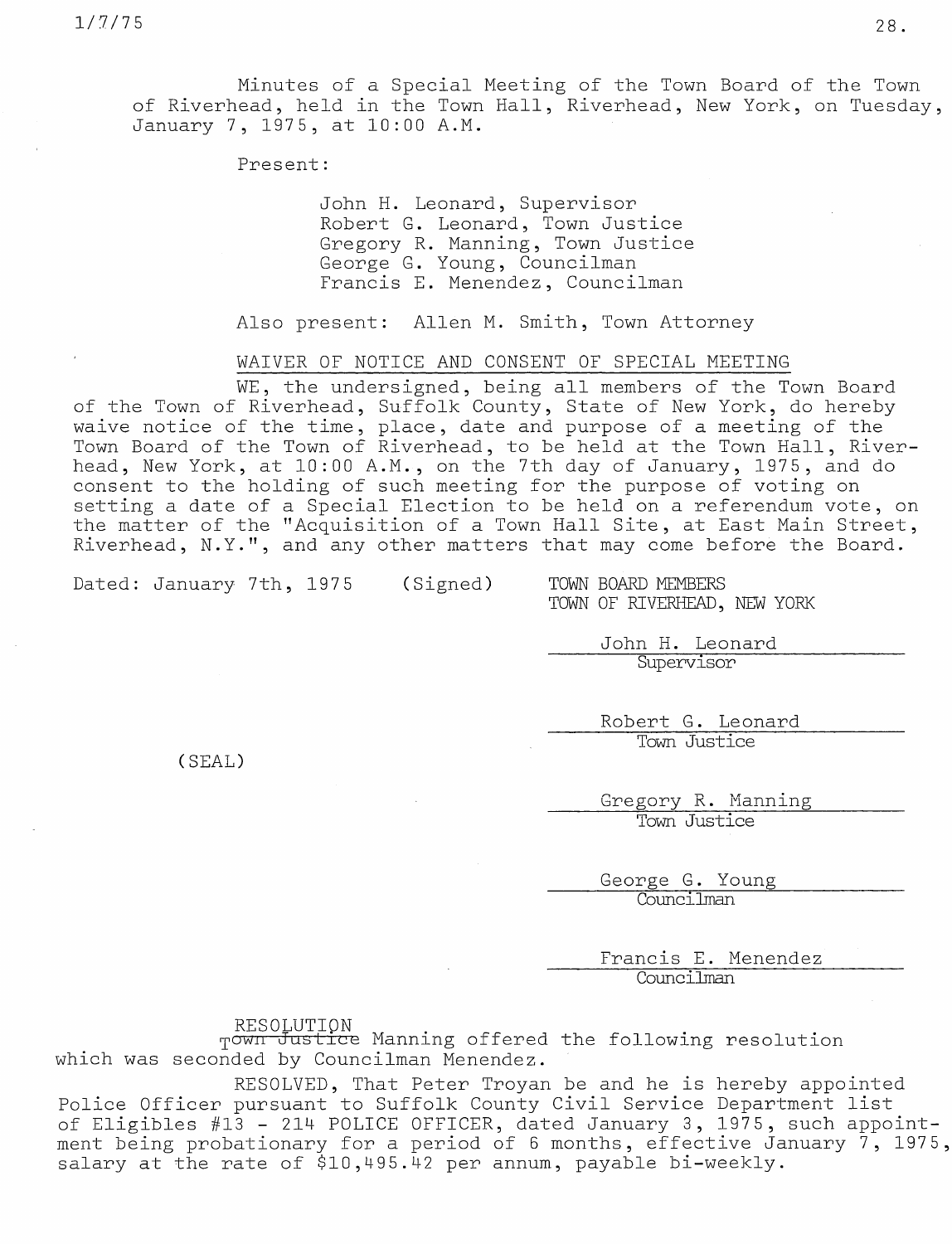Minutes of a Special Meeting of the Town Board of the Town of Riverhead, held in the Town Hall, Riverhead, New York, on Tuesday, January 7, 1975, at 10:00 A.M.

Present:

John H. Leonard, Supervisor
Robert G. Leonard, Town Justice
Gregory R. Manning, Town Justice
George G. Young, Councilman
Francis E. Menendez, Councilman

Also present: Allen M. Smith, Town Attorney

## WAIVER OF NOTICE AND CONSENT OF SPECIAL MEETING

WE, the undersigned, being all members of the Town Board of the Town of Riverhead, Suffolk County, State of New York, do hereby waive notice of the time, place, date and purpose of a meeting of the Town Board of the Town of Riverhead, to be held at the Town Hall, Riverhead, New York, at 10:00 A.M., on the 7th day of January, 1975, and do consent to the holding of such meeting for the purpose of voting on setting a date of a Special Election to be held on a referendum vote, on the matter of the "Acquisition of a Town Hall Site, at East Main Street, Riverhead, N.Y.", and any other matters that may come before the Board.

Dated: January 7th, 1975 (Signed)

TOWN BOARD MEMBERS
TOWN OF RIVERHEAD, NEW YORK

John H. Leonard
Supervisor

Robert G. Leonard
Town Justice

(SEAL)

Gregory R. Manning
Town Justice

George G. Young
Councilman

Francis E. Menendez
Councilman

RESOLUTION

~~Town Justice~~ Manning offered the following resolution which was seconded by Councilman Menendez.

RESOLVED, That Peter Troyan be and he is hereby appointed Police Officer pursuant to Suffolk County Civil Service Department list of Eligibles #13 - 214 POLICE OFFICER, dated January 3, 1975, such appointment being probationary for a period of 6 months, effective January 7, 1975, salary at the rate of $10,495.42 per annum, payable bi-weekly.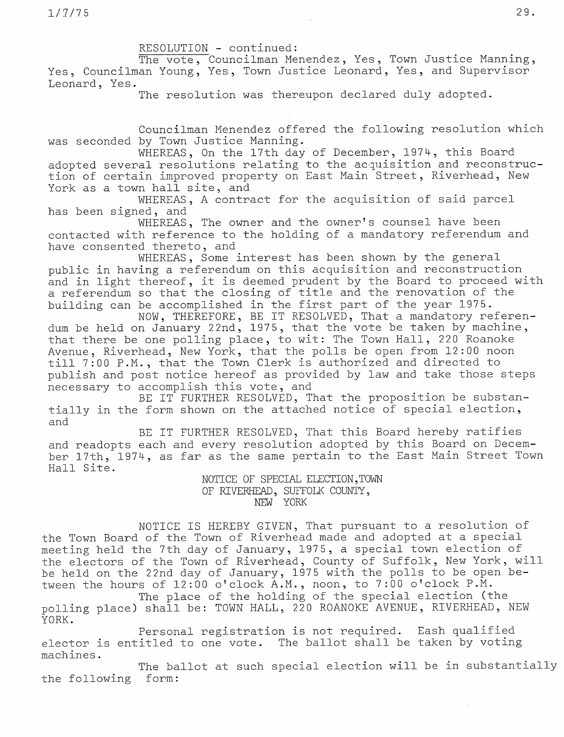RESOLUTION - continued:

The vote, Councilman Menendez, Yes, Town Justice Manning, Yes, Councilman Young, Yes, Town Justice Leonard, Yes, and Supervisor Leonard, Yes.

The resolution was thereupon declared duly adopted.

Councilman Menendez offered the following resolution which was seconded by Town Justice Manning.

WHEREAS, On the 17th day of December, 1974, this Board adopted several resolutions relating to the acquisition and reconstruction of certain improved property on East Main Street, Riverhead, New York as a town hall site, and

WHEREAS, A contract for the acquisition of said parcel has been signed, and

WHEREAS, The owner and the owner's counsel have been contacted with reference to the holding of a mandatory referendum and have consented thereto, and

WHEREAS, Some interest has been shown by the general public in having a referendum on this acquisition and reconstruction and in light thereof, it is deemed prudent by the Board to proceed with a referendum so that the closing of title and the renovation of the building can be accomplished in the first part of the year 1975.

NOW, THEREFORE, BE IT RESOLVED, That a mandatory referendum be held on January 22nd, 1975, that the vote be taken by machine, that there be one polling place, to wit: The Town Hall, 220 Roanoke Avenue, Riverhead, New York, that the polls be open from 12:00 noon till 7:00 P.M., that the Town Clerk is authorized and directed to publish and post notice hereof as provided by law and take those steps necessary to accomplish this vote, and

BE IT FURTHER RESOLVED, That the proposition be substantially in the form shown on the attached notice of special election, and

BE IT FURTHER RESOLVED, That this Board hereby ratifies and readopts each and every resolution adopted by this Board on December 17th, 1974, as far as the same pertain to the East Main Street Town Hall Site.

NOTICE OF SPECIAL ELECTION, TOWN OF RIVERHEAD, SUFFOLK COUNTY, NEW YORK

NOTICE IS HEREBY GIVEN, That pursuant to a resolution of the Town Board of the Town of Riverhead made and adopted at a special meeting held the 7th day of January, 1975, a special town election of the electors of the Town of Riverhead, County of Suffolk, New York, will be held on the 22nd day of January, 1975 with the polls to be open between the hours of 12:00 o'clock A.M., noon, to 7:00 o'clock P.M.

The place of the holding of the special election (the polling place) shall be: TOWN HALL, 220 ROANOKE AVENUE, RIVERHEAD, NEW YORK.

Personal registration is not required. Eash qualified elector is entitled to one vote. The ballot shall be taken by voting machines.

The ballot at such special election will be in substantially the following form: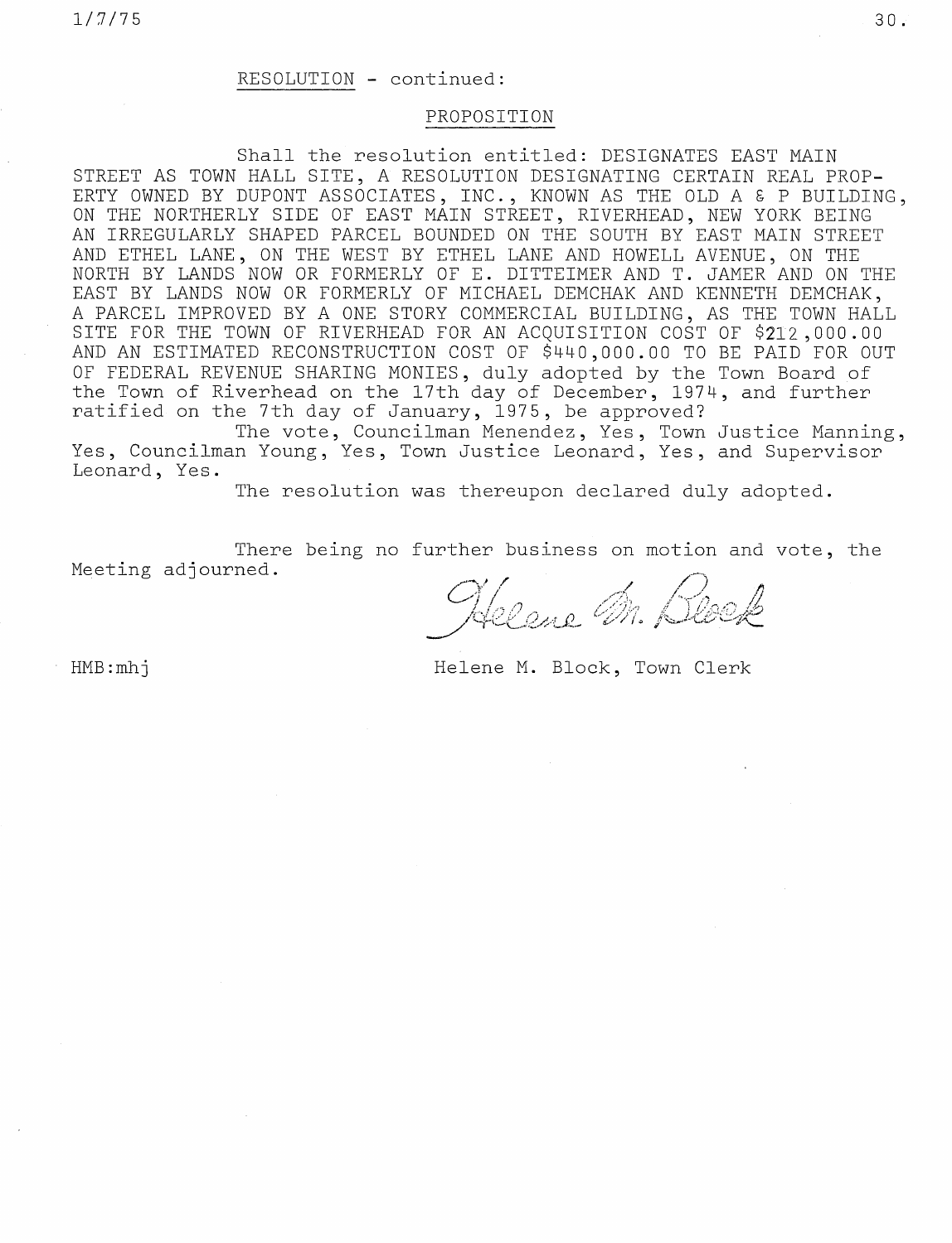RESOLUTION - continued:

PROPOSITION

Shall the resolution entitled: DESIGNATES EAST MAIN STREET AS TOWN HALL SITE, A RESOLUTION DESIGNATING CERTAIN REAL PROPERTY OWNED BY DUPONT ASSOCIATES, INC., KNOWN AS THE OLD A & P BUILDING, ON THE NORTHERLY SIDE OF EAST MAIN STREET, RIVERHEAD, NEW YORK BEING AN IRREGULARLY SHAPED PARCEL BOUNDED ON THE SOUTH BY EAST MAIN STREET AND ETHEL LANE, ON THE WEST BY ETHEL LANE AND HOWELL AVENUE, ON THE NORTH BY LANDS NOW OR FORMERLY OF E. DITTEIMER AND T. JAMER AND ON THE EAST BY LANDS NOW OR FORMERLY OF MICHAEL DEMCHAK AND KENNETH DEMCHAK, A PARCEL IMPROVED BY A ONE STORY COMMERCIAL BUILDING, AS THE TOWN HALL SITE FOR THE TOWN OF RIVERHEAD FOR AN ACQUISITION COST OF $212,000.00 AND AN ESTIMATED RECONSTRUCTION COST OF $440,000.00 TO BE PAID FOR OUT OF FEDERAL REVENUE SHARING MONIES, duly adopted by the Town Board of the Town of Riverhead on the 17th day of December, 1974, and further ratified on the 7th day of January, 1975, be approved?

The vote, Councilman Menendez, Yes, Town Justice Manning, Yes, Councilman Young, Yes, Town Justice Leonard, Yes, and Supervisor Leonard, Yes.

The resolution was thereupon declared duly adopted.

There being no further business on motion and vote, the Meeting adjourned.

Helene M. Block

HMB:mhj

Helene M. Block, Town Clerk